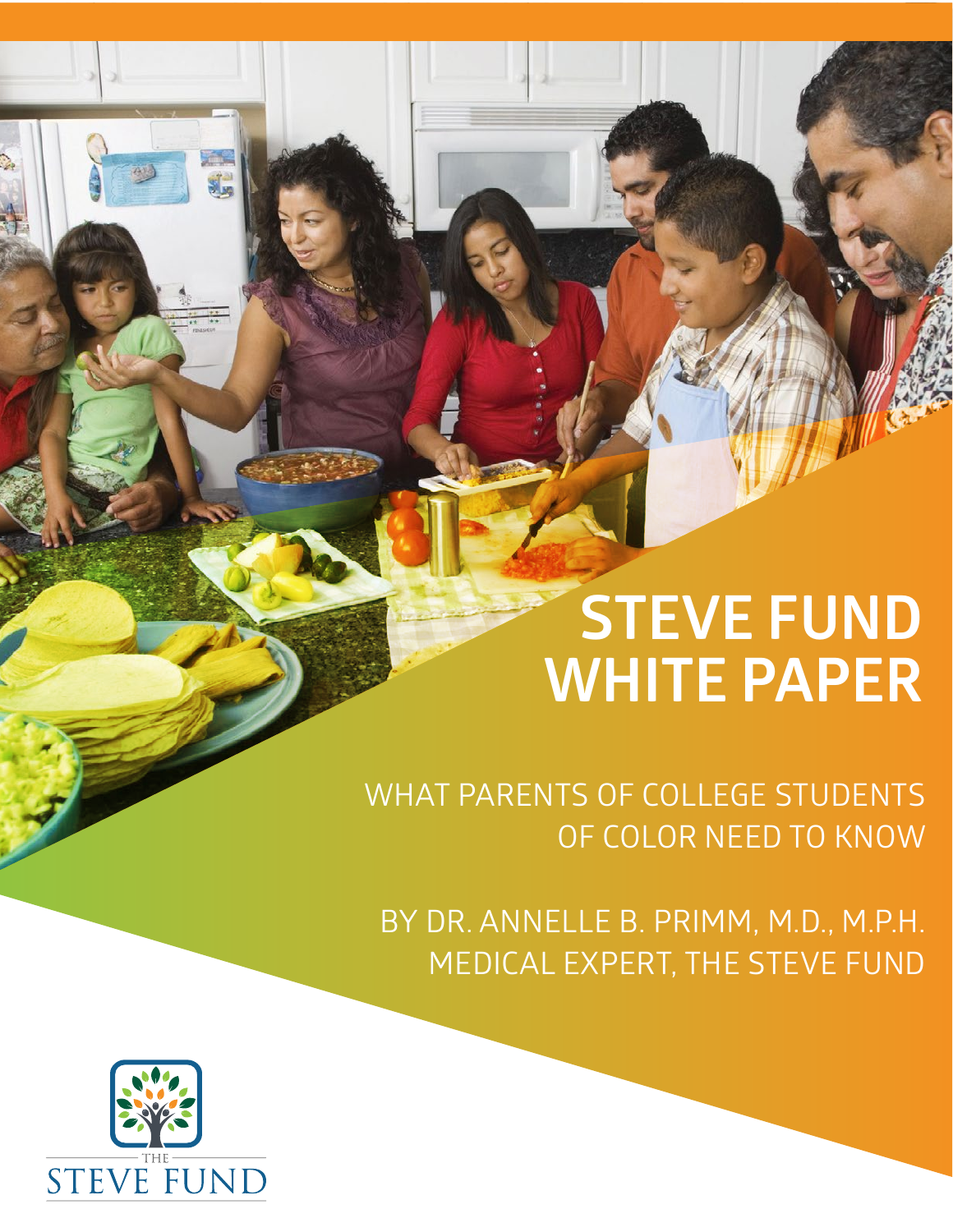# STEVE FUND WHITE PAPER

## WHAT PARENTS OF COLLEGE STUDENTS OF COLOR NEED TO KNOW

BY DR. ANNELLE B. PRIMM, M.D., M.P.H.
MEDICAL EXPERT, THE STEVE FUND

THE STEVE FUND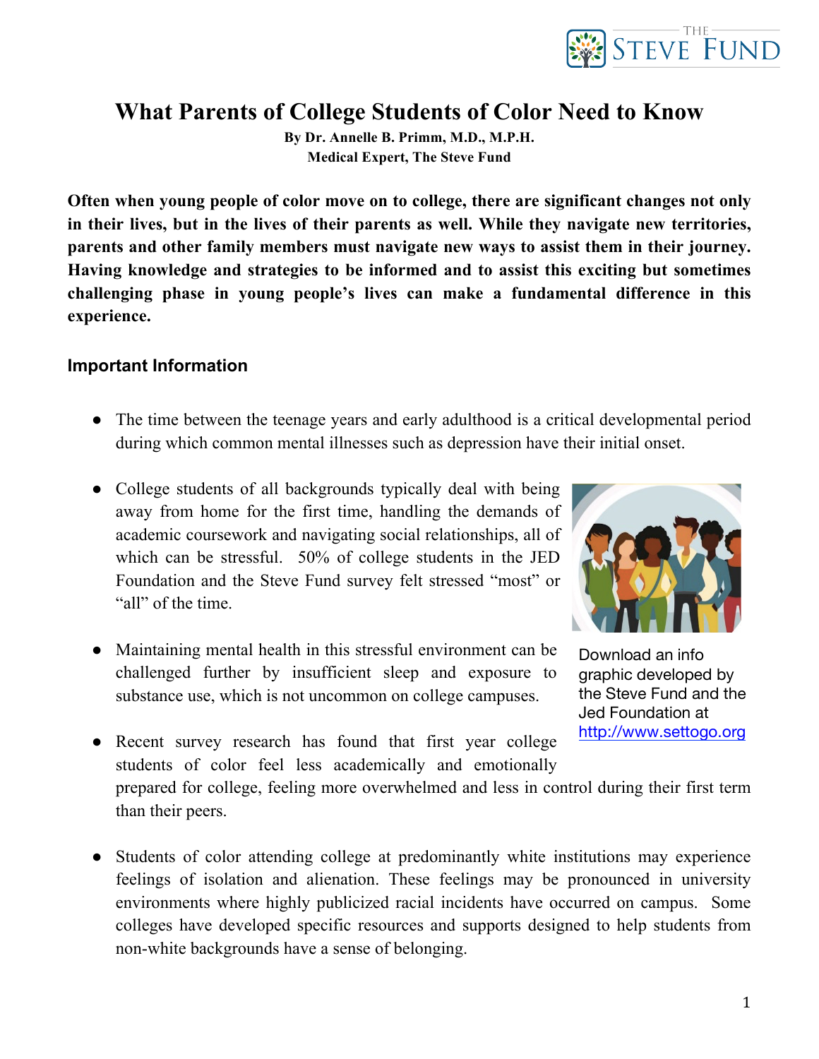# What Parents of College Students of Color Need to Know

**By Dr. Annelle B. Primm, M.D., M.P.H.**
**Medical Expert, The Steve Fund**

**Often when young people of color move on to college, there are significant changes not only in their lives, but in the lives of their parents as well. While they navigate new territories, parents and other family members must navigate new ways to assist them in their journey. Having knowledge and strategies to be informed and to assist this exciting but sometimes challenging phase in young people's lives can make a fundamental difference in this experience.**

## Important Information

- The time between the teenage years and early adulthood is a critical developmental period during which common mental illnesses such as depression have their initial onset.

- College students of all backgrounds typically deal with being away from home for the first time, handling the demands of academic coursework and navigating social relationships, all of which can be stressful. 50% of college students in the JED Foundation and the Steve Fund survey felt stressed "most" or "all" of the time.

- Maintaining mental health in this stressful environment can be challenged further by insufficient sleep and exposure to substance use, which is not uncommon on college campuses.

- Recent survey research has found that first year college students of color feel less academically and emotionally prepared for college, feeling more overwhelmed and less in control during their first term than their peers.

- Students of color attending college at predominantly white institutions may experience feelings of isolation and alienation. These feelings may be pronounced in university environments where highly publicized racial incidents have occurred on campus. Some colleges have developed specific resources and supports designed to help students from non-white backgrounds have a sense of belonging.

Download an info graphic developed by the Steve Fund and the Jed Foundation at http://www.settogo.org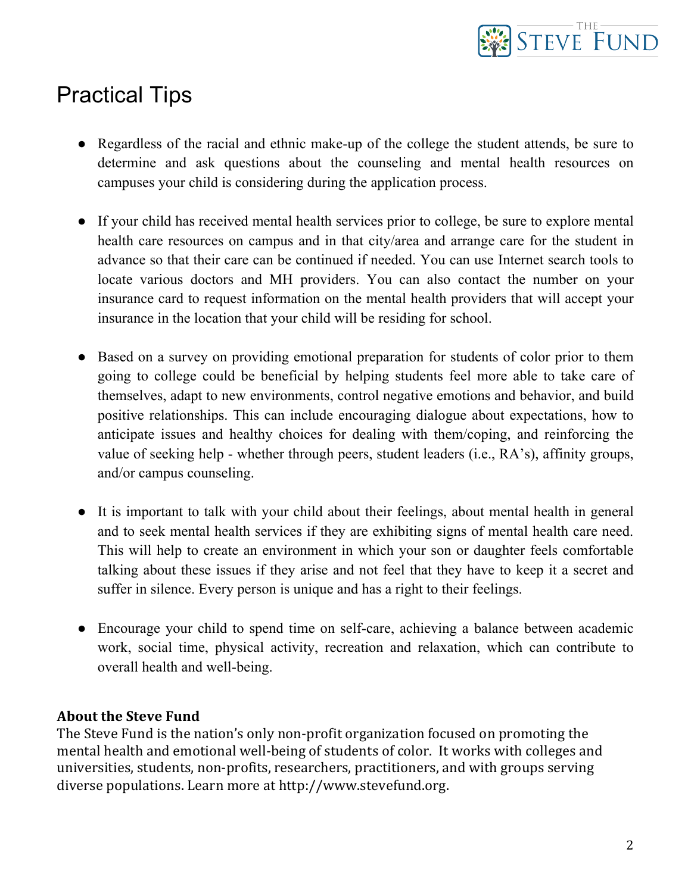# Practical Tips

- Regardless of the racial and ethnic make-up of the college the student attends, be sure to determine and ask questions about the counseling and mental health resources on campuses your child is considering during the application process.

- If your child has received mental health services prior to college, be sure to explore mental health care resources on campus and in that city/area and arrange care for the student in advance so that their care can be continued if needed. You can use Internet search tools to locate various doctors and MH providers. You can also contact the number on your insurance card to request information on the mental health providers that will accept your insurance in the location that your child will be residing for school.

- Based on a survey on providing emotional preparation for students of color prior to them going to college could be beneficial by helping students feel more able to take care of themselves, adapt to new environments, control negative emotions and behavior, and build positive relationships. This can include encouraging dialogue about expectations, how to anticipate issues and healthy choices for dealing with them/coping, and reinforcing the value of seeking help - whether through peers, student leaders (i.e., RA's), affinity groups, and/or campus counseling.

- It is important to talk with your child about their feelings, about mental health in general and to seek mental health services if they are exhibiting signs of mental health care need. This will help to create an environment in which your son or daughter feels comfortable talking about these issues if they arise and not feel that they have to keep it a secret and suffer in silence. Every person is unique and has a right to their feelings.

- Encourage your child to spend time on self-care, achieving a balance between academic work, social time, physical activity, recreation and relaxation, which can contribute to overall health and well-being.

**About the Steve Fund**

The Steve Fund is the nation's only non-profit organization focused on promoting the mental health and emotional well-being of students of color. It works with colleges and universities, students, non-profits, researchers, practitioners, and with groups serving diverse populations. Learn more at http://www.stevefund.org.